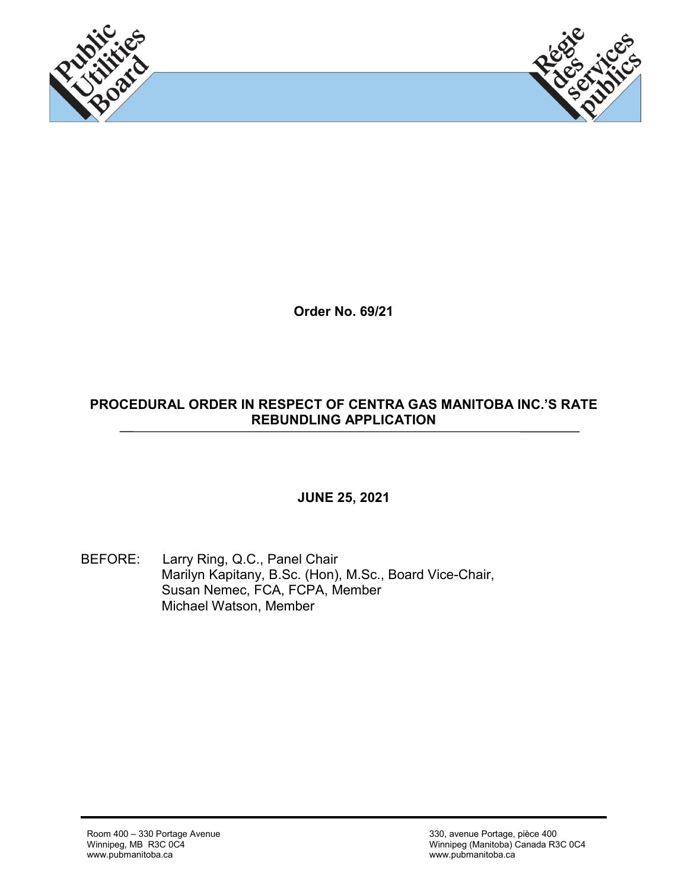**Order No. 69/21**

**PROCEDURAL ORDER IN RESPECT OF CENTRA GAS MANITOBA INC.'S RATE REBUNDLING APPLICATION**

**JUNE 25, 2021**

BEFORE: Larry Ring, Q.C., Panel Chair
Marilyn Kapitany, B.Sc. (Hon), M.Sc., Board Vice-Chair,
Susan Nemec, FCA, FCPA, Member
Michael Watson, Member

Room 400 – 330 Portage Avenue
Winnipeg, MB R3C 0C4
www.pubmanitoba.ca

330, avenue Portage, pièce 400
Winnipeg (Manitoba) Canada R3C 0C4
www.pubmanitoba.ca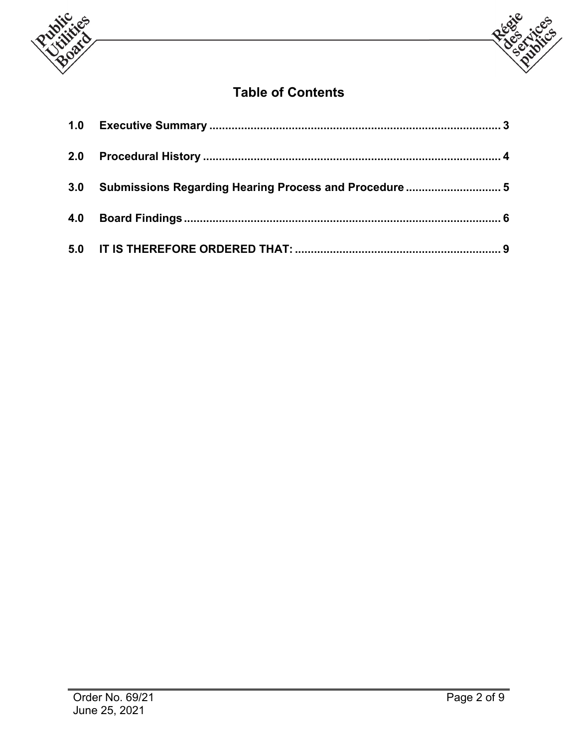# Table of Contents

| | | |
|---|---|---|
| 1.0 | Executive Summary | 3 |
| 2.0 | Procedural History | 4 |
| 3.0 | Submissions Regarding Hearing Process and Procedure | 5 |
| 4.0 | Board Findings | 6 |
| 5.0 | IT IS THEREFORE ORDERED THAT: | 9 |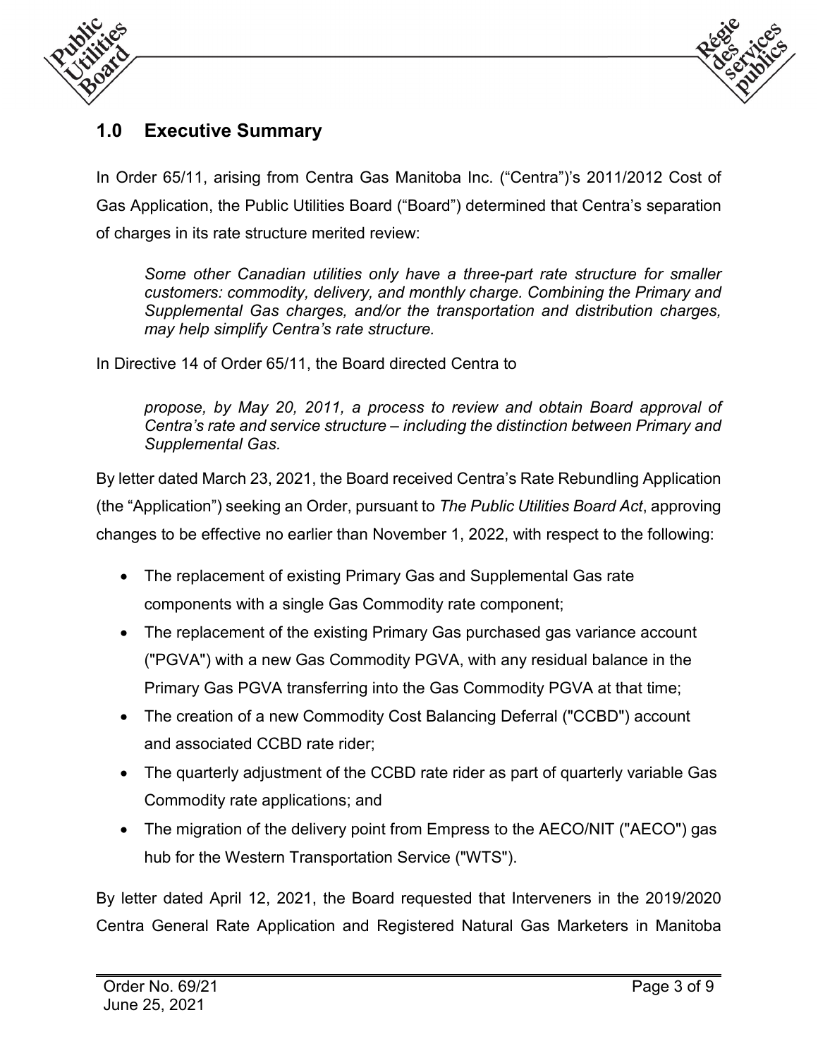## 1.0 Executive Summary

In Order 65/11, arising from Centra Gas Manitoba Inc. ("Centra")'s 2011/2012 Cost of Gas Application, the Public Utilities Board ("Board") determined that Centra's separation of charges in its rate structure merited review:

> *Some other Canadian utilities only have a three-part rate structure for smaller customers: commodity, delivery, and monthly charge. Combining the Primary and Supplemental Gas charges, and/or the transportation and distribution charges, may help simplify Centra's rate structure.*

In Directive 14 of Order 65/11, the Board directed Centra to

> *propose, by May 20, 2011, a process to review and obtain Board approval of Centra's rate and service structure – including the distinction between Primary and Supplemental Gas.*

By letter dated March 23, 2021, the Board received Centra's Rate Rebundling Application (the "Application") seeking an Order, pursuant to *The Public Utilities Board Act*, approving changes to be effective no earlier than November 1, 2022, with respect to the following:

- The replacement of existing Primary Gas and Supplemental Gas rate components with a single Gas Commodity rate component;
- The replacement of the existing Primary Gas purchased gas variance account ("PGVA") with a new Gas Commodity PGVA, with any residual balance in the Primary Gas PGVA transferring into the Gas Commodity PGVA at that time;
- The creation of a new Commodity Cost Balancing Deferral ("CCBD") account and associated CCBD rate rider;
- The quarterly adjustment of the CCBD rate rider as part of quarterly variable Gas Commodity rate applications; and
- The migration of the delivery point from Empress to the AECO/NIT ("AECO") gas hub for the Western Transportation Service ("WTS").

By letter dated April 12, 2021, the Board requested that Interveners in the 2019/2020 Centra General Rate Application and Registered Natural Gas Marketers in Manitoba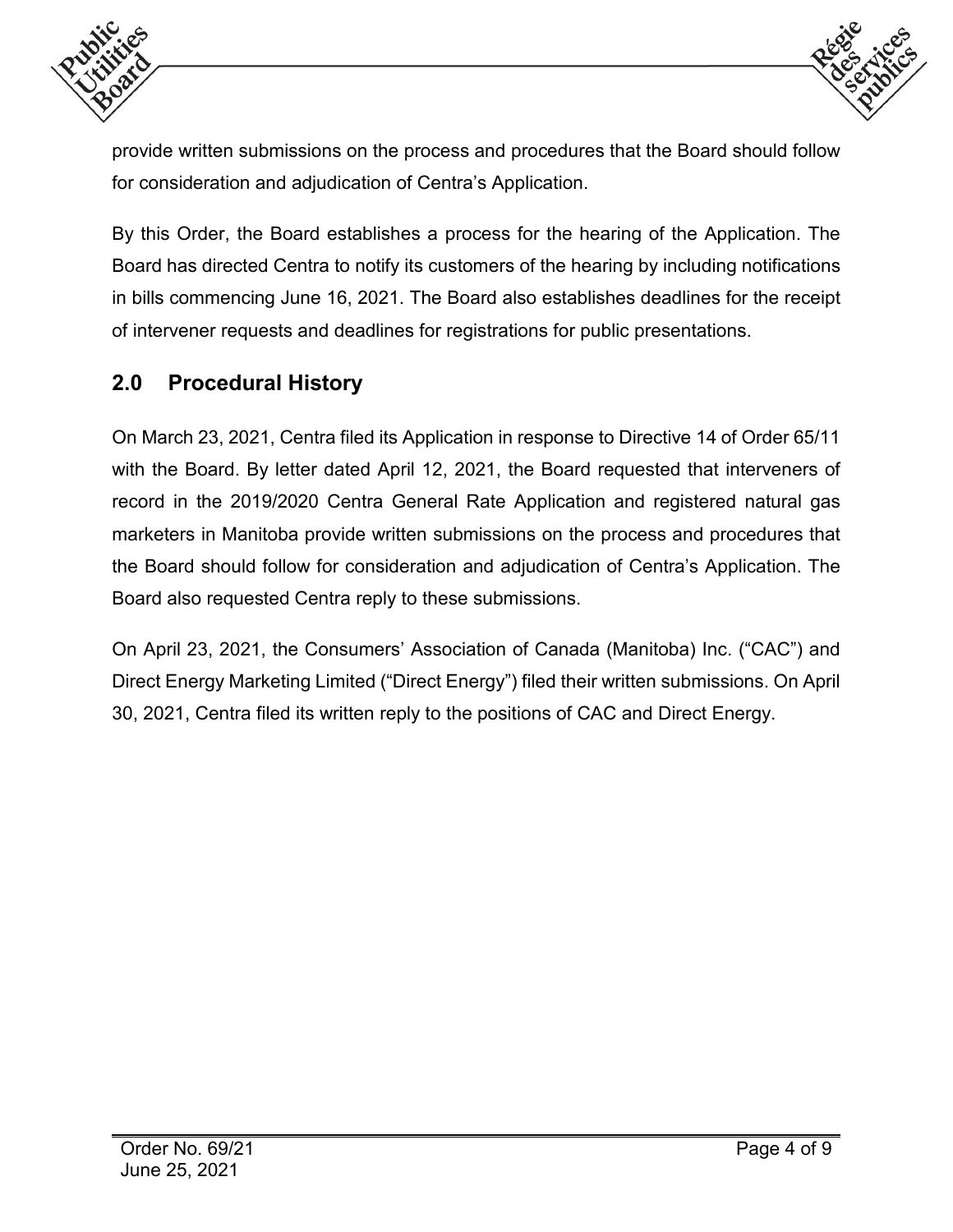provide written submissions on the process and procedures that the Board should follow for consideration and adjudication of Centra's Application.

By this Order, the Board establishes a process for the hearing of the Application. The Board has directed Centra to notify its customers of the hearing by including notifications in bills commencing June 16, 2021. The Board also establishes deadlines for the receipt of intervener requests and deadlines for registrations for public presentations.

## 2.0 Procedural History

On March 23, 2021, Centra filed its Application in response to Directive 14 of Order 65/11 with the Board. By letter dated April 12, 2021, the Board requested that interveners of record in the 2019/2020 Centra General Rate Application and registered natural gas marketers in Manitoba provide written submissions on the process and procedures that the Board should follow for consideration and adjudication of Centra's Application. The Board also requested Centra reply to these submissions.

On April 23, 2021, the Consumers' Association of Canada (Manitoba) Inc. ("CAC") and Direct Energy Marketing Limited ("Direct Energy") filed their written submissions. On April 30, 2021, Centra filed its written reply to the positions of CAC and Direct Energy.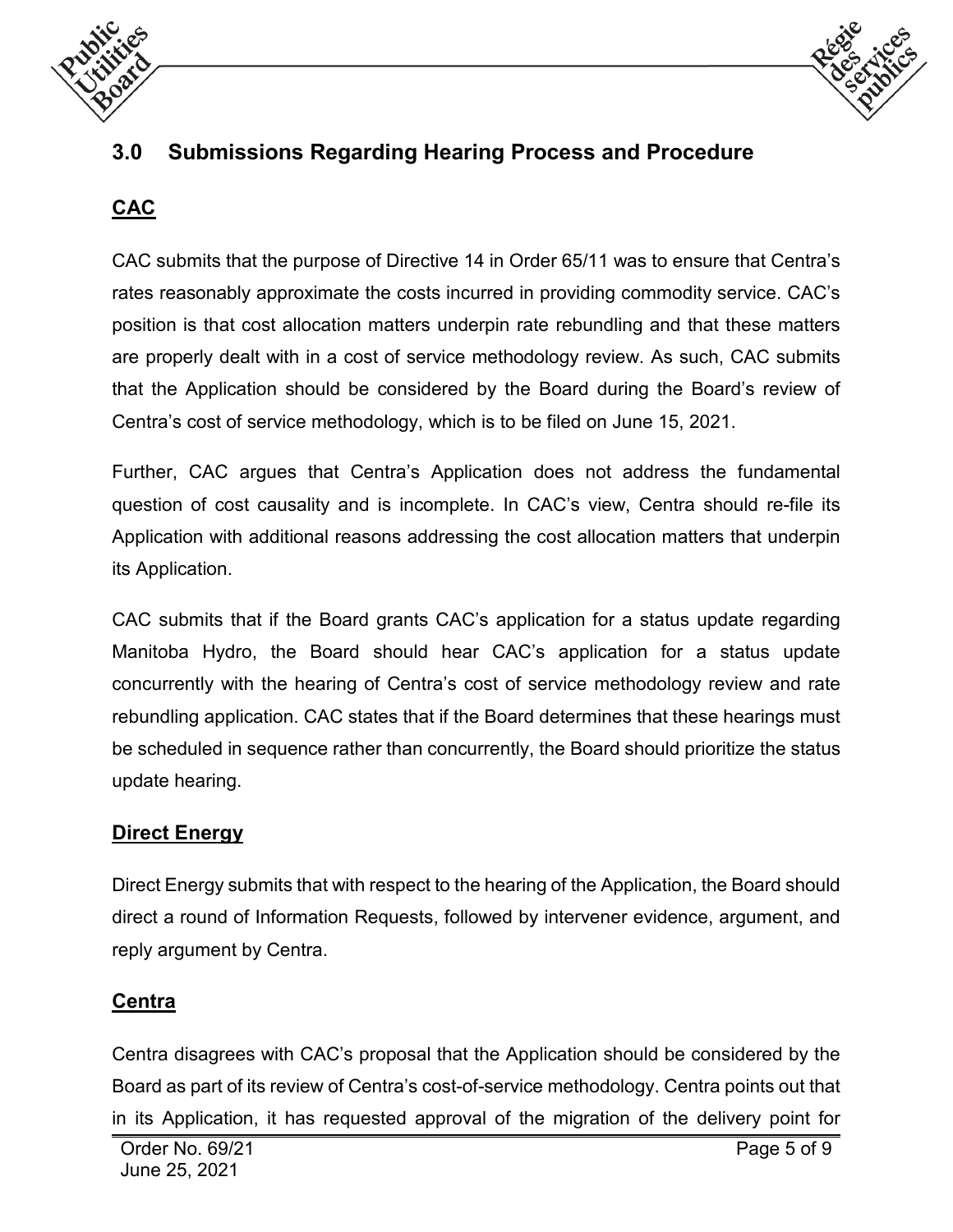## 3.0 Submissions Regarding Hearing Process and Procedure

### CAC

CAC submits that the purpose of Directive 14 in Order 65/11 was to ensure that Centra's rates reasonably approximate the costs incurred in providing commodity service. CAC's position is that cost allocation matters underpin rate rebundling and that these matters are properly dealt with in a cost of service methodology review. As such, CAC submits that the Application should be considered by the Board during the Board's review of Centra's cost of service methodology, which is to be filed on June 15, 2021.

Further, CAC argues that Centra's Application does not address the fundamental question of cost causality and is incomplete. In CAC's view, Centra should re-file its Application with additional reasons addressing the cost allocation matters that underpin its Application.

CAC submits that if the Board grants CAC's application for a status update regarding Manitoba Hydro, the Board should hear CAC's application for a status update concurrently with the hearing of Centra's cost of service methodology review and rate rebundling application. CAC states that if the Board determines that these hearings must be scheduled in sequence rather than concurrently, the Board should prioritize the status update hearing.

### Direct Energy

Direct Energy submits that with respect to the hearing of the Application, the Board should direct a round of Information Requests, followed by intervener evidence, argument, and reply argument by Centra.

### Centra

Centra disagrees with CAC's proposal that the Application should be considered by the Board as part of its review of Centra's cost-of-service methodology. Centra points out that in its Application, it has requested approval of the migration of the delivery point for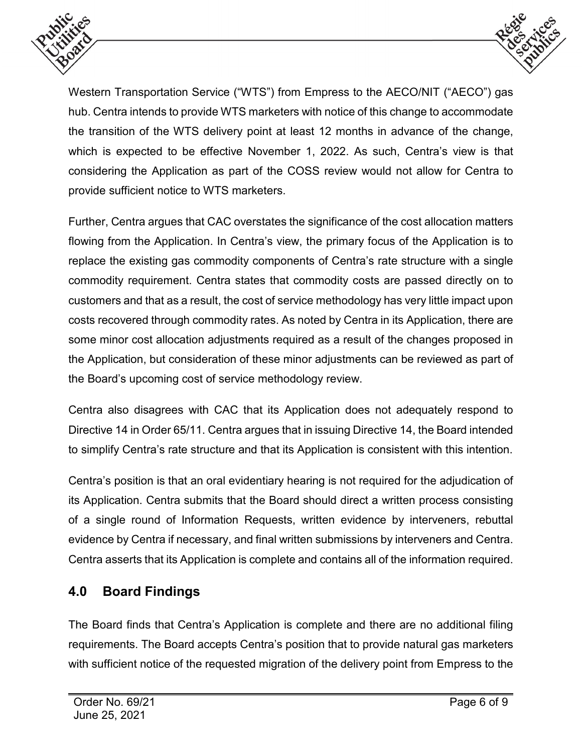Western Transportation Service ("WTS") from Empress to the AECO/NIT ("AECO") gas hub. Centra intends to provide WTS marketers with notice of this change to accommodate the transition of the WTS delivery point at least 12 months in advance of the change, which is expected to be effective November 1, 2022. As such, Centra's view is that considering the Application as part of the COSS review would not allow for Centra to provide sufficient notice to WTS marketers.

Further, Centra argues that CAC overstates the significance of the cost allocation matters flowing from the Application. In Centra's view, the primary focus of the Application is to replace the existing gas commodity components of Centra's rate structure with a single commodity requirement. Centra states that commodity costs are passed directly on to customers and that as a result, the cost of service methodology has very little impact upon costs recovered through commodity rates. As noted by Centra in its Application, there are some minor cost allocation adjustments required as a result of the changes proposed in the Application, but consideration of these minor adjustments can be reviewed as part of the Board's upcoming cost of service methodology review.

Centra also disagrees with CAC that its Application does not adequately respond to Directive 14 in Order 65/11. Centra argues that in issuing Directive 14, the Board intended to simplify Centra's rate structure and that its Application is consistent with this intention.

Centra's position is that an oral evidentiary hearing is not required for the adjudication of its Application. Centra submits that the Board should direct a written process consisting of a single round of Information Requests, written evidence by interveners, rebuttal evidence by Centra if necessary, and final written submissions by interveners and Centra. Centra asserts that its Application is complete and contains all of the information required.

## 4.0 Board Findings

The Board finds that Centra's Application is complete and there are no additional filing requirements. The Board accepts Centra's position that to provide natural gas marketers with sufficient notice of the requested migration of the delivery point from Empress to the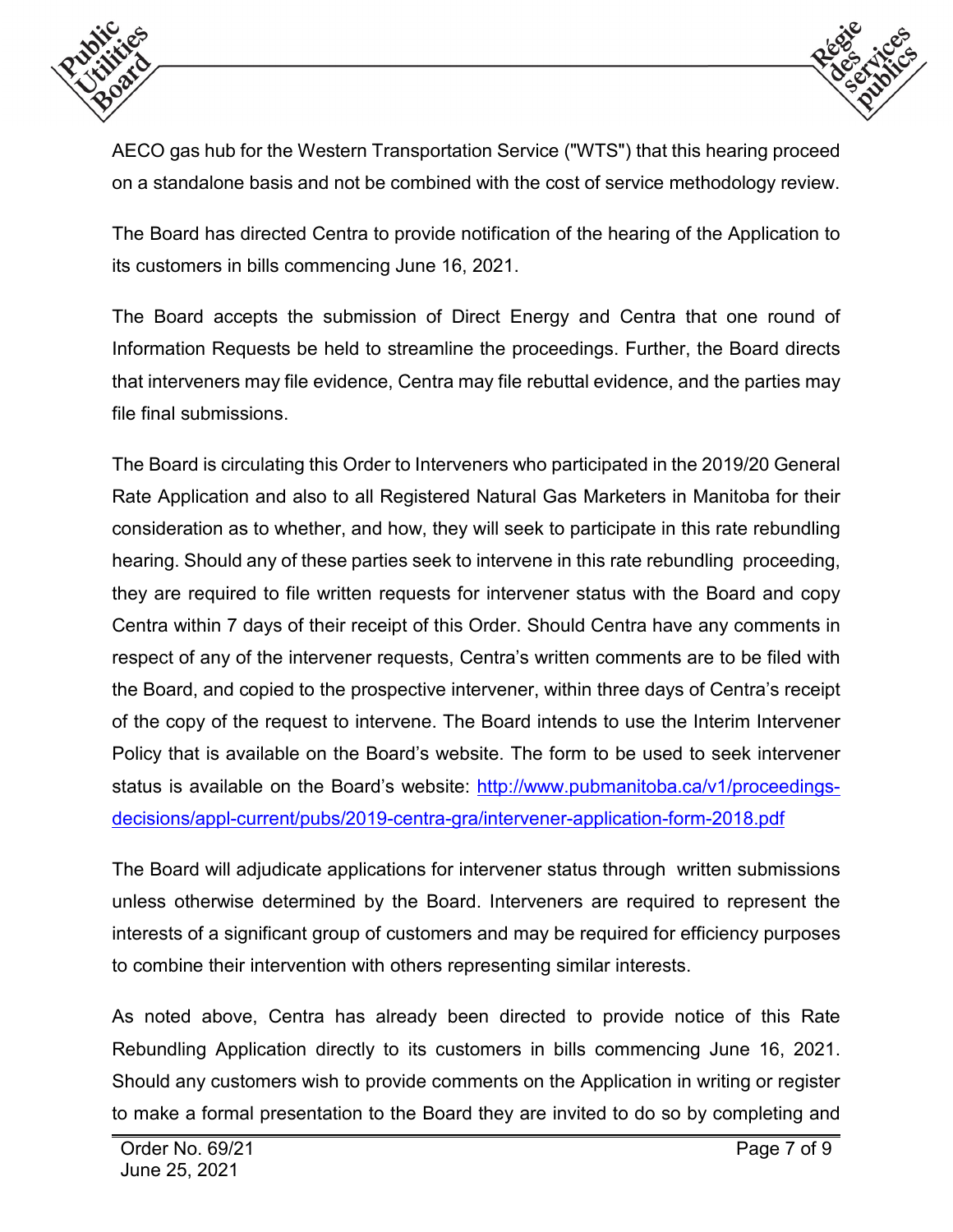AECO gas hub for the Western Transportation Service ("WTS") that this hearing proceed on a standalone basis and not be combined with the cost of service methodology review.

The Board has directed Centra to provide notification of the hearing of the Application to its customers in bills commencing June 16, 2021.

The Board accepts the submission of Direct Energy and Centra that one round of Information Requests be held to streamline the proceedings. Further, the Board directs that interveners may file evidence, Centra may file rebuttal evidence, and the parties may file final submissions.

The Board is circulating this Order to Interveners who participated in the 2019/20 General Rate Application and also to all Registered Natural Gas Marketers in Manitoba for their consideration as to whether, and how, they will seek to participate in this rate rebundling hearing. Should any of these parties seek to intervene in this rate rebundling proceeding, they are required to file written requests for intervener status with the Board and copy Centra within 7 days of their receipt of this Order. Should Centra have any comments in respect of any of the intervener requests, Centra's written comments are to be filed with the Board, and copied to the prospective intervener, within three days of Centra's receipt of the copy of the request to intervene. The Board intends to use the Interim Intervener Policy that is available on the Board's website. The form to be used to seek intervener status is available on the Board's website: [http://www.pubmanitoba.ca/v1/proceedings-decisions/appl-current/pubs/2019-centra-gra/intervener-application-form-2018.pdf](http://www.pubmanitoba.ca/v1/proceedings-decisions/appl-current/pubs/2019-centra-gra/intervener-application-form-2018.pdf)

The Board will adjudicate applications for intervener status through written submissions unless otherwise determined by the Board. Interveners are required to represent the interests of a significant group of customers and may be required for efficiency purposes to combine their intervention with others representing similar interests.

As noted above, Centra has already been directed to provide notice of this Rate Rebundling Application directly to its customers in bills commencing June 16, 2021. Should any customers wish to provide comments on the Application in writing or register to make a formal presentation to the Board they are invited to do so by completing and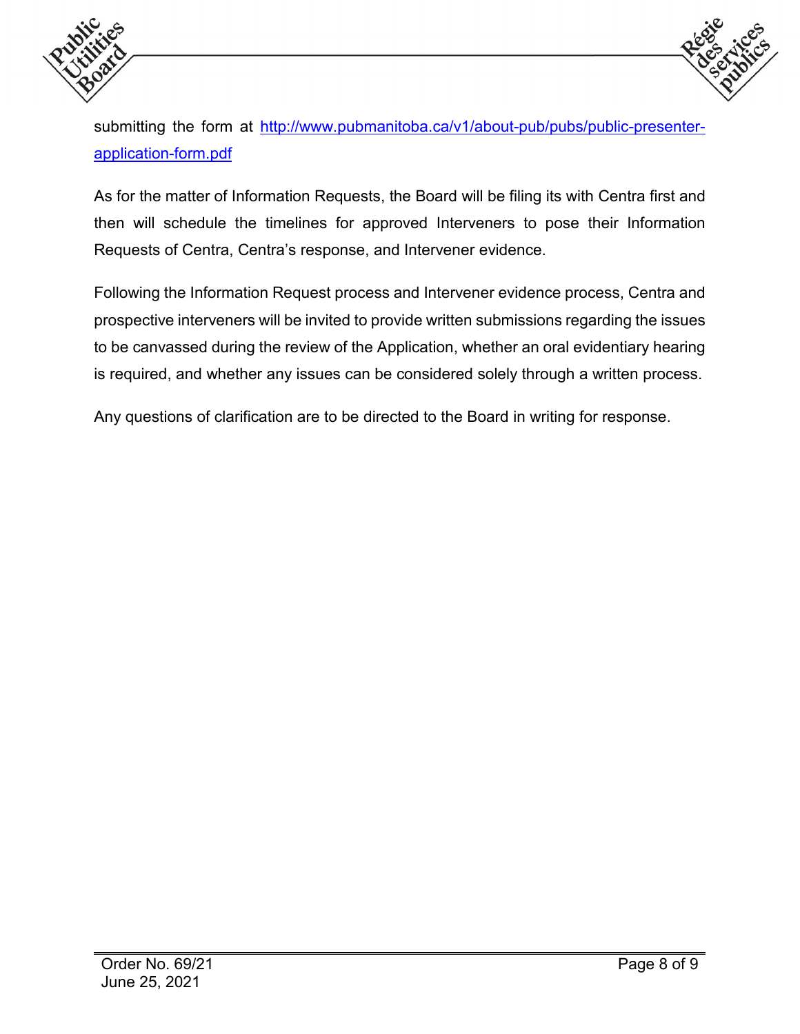submitting the form at [http://www.pubmanitoba.ca/v1/about-pub/pubs/public-presenter-application-form.pdf](http://www.pubmanitoba.ca/v1/about-pub/pubs/public-presenter-application-form.pdf)

As for the matter of Information Requests, the Board will be filing its with Centra first and then will schedule the timelines for approved Interveners to pose their Information Requests of Centra, Centra's response, and Intervener evidence.

Following the Information Request process and Intervener evidence process, Centra and prospective interveners will be invited to provide written submissions regarding the issues to be canvassed during the review of the Application, whether an oral evidentiary hearing is required, and whether any issues can be considered solely through a written process.

Any questions of clarification are to be directed to the Board in writing for response.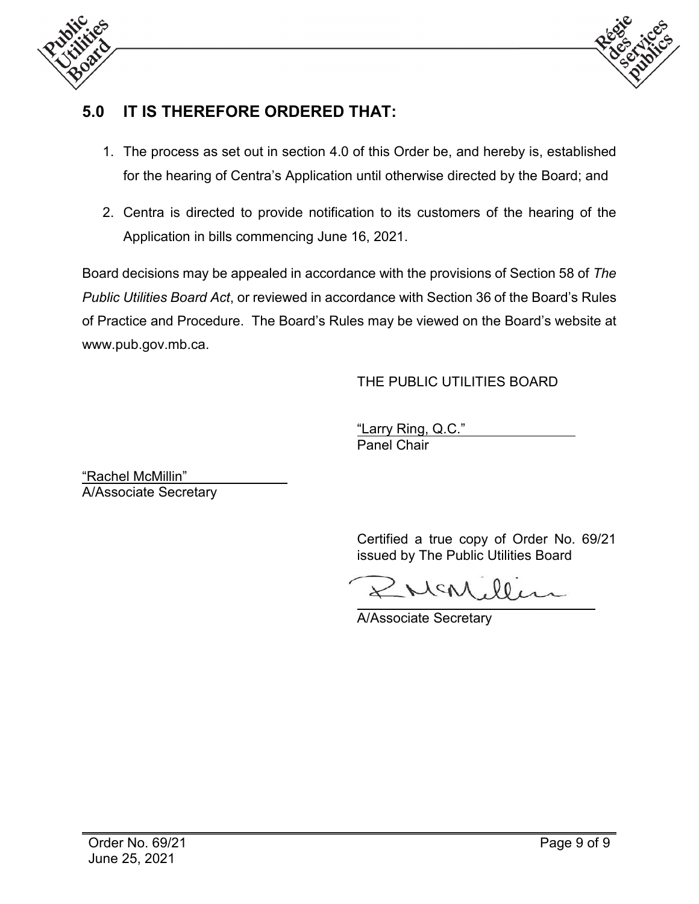## 5.0 IT IS THEREFORE ORDERED THAT:

1. The process as set out in section 4.0 of this Order be, and hereby is, established for the hearing of Centra's Application until otherwise directed by the Board; and

2. Centra is directed to provide notification to its customers of the hearing of the Application in bills commencing June 16, 2021.

Board decisions may be appealed in accordance with the provisions of Section 58 of *The Public Utilities Board Act*, or reviewed in accordance with Section 36 of the Board's Rules of Practice and Procedure. The Board's Rules may be viewed on the Board's website at www.pub.gov.mb.ca.

THE PUBLIC UTILITIES BOARD

"Larry Ring, Q.C."
Panel Chair

"Rachel McMillin"
A/Associate Secretary

Certified a true copy of Order No. 69/21 issued by The Public Utilities Board

RMcMillin
A/Associate Secretary